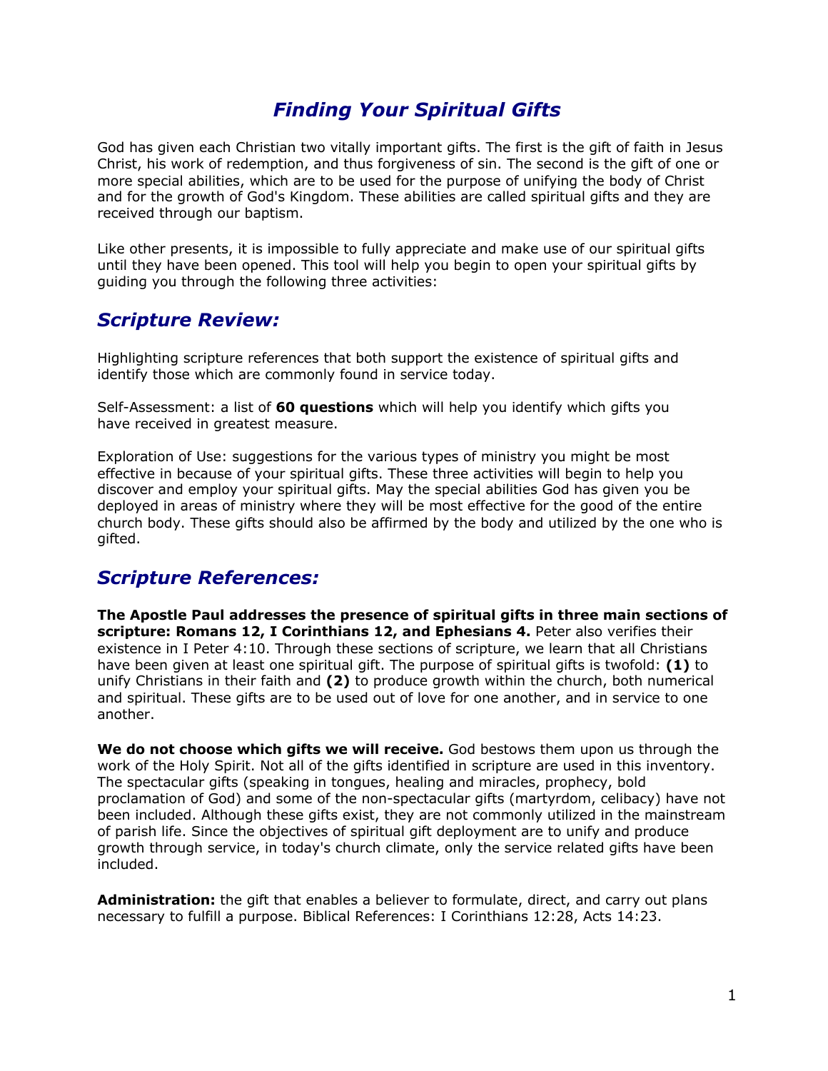# *Finding Your Spiritual Gifts*

God has given each Christian two vitally important gifts. The first is the gift of faith in Jesus Christ, his work of redemption, and thus forgiveness of sin. The second is the gift of one or more special abilities, which are to be used for the purpose of unifying the body of Christ and for the growth of God's Kingdom. These abilities are called spiritual gifts and they are received through our baptism.

Like other presents, it is impossible to fully appreciate and make use of our spiritual gifts until they have been opened. This tool will help you begin to open your spiritual gifts by guiding you through the following three activities:

## *Scripture Review:*

Highlighting scripture references that both support the existence of spiritual gifts and identify those which are commonly found in service today.

Self-Assessment: a list of **60 questions** which will help you identify which gifts you have received in greatest measure.

Exploration of Use: suggestions for the various types of ministry you might be most effective in because of your spiritual gifts. These three activities will begin to help you discover and employ your spiritual gifts. May the special abilities God has given you be deployed in areas of ministry where they will be most effective for the good of the entire church body. These gifts should also be affirmed by the body and utilized by the one who is gifted.

## *Scripture References:*

**The Apostle Paul addresses the presence of spiritual gifts in three main sections of scripture: Romans 12, I Corinthians 12, and Ephesians 4.** Peter also verifies their existence in I Peter 4:10. Through these sections of scripture, we learn that all Christians have been given at least one spiritual gift. The purpose of spiritual gifts is twofold: **(1)** to unify Christians in their faith and **(2)** to produce growth within the church, both numerical and spiritual. These gifts are to be used out of love for one another, and in service to one another.

**We do not choose which gifts we will receive.** God bestows them upon us through the work of the Holy Spirit. Not all of the gifts identified in scripture are used in this inventory. The spectacular gifts (speaking in tongues, healing and miracles, prophecy, bold proclamation of God) and some of the non-spectacular gifts (martyrdom, celibacy) have not been included. Although these gifts exist, they are not commonly utilized in the mainstream of parish life. Since the objectives of spiritual gift deployment are to unify and produce growth through service, in today's church climate, only the service related gifts have been included.

**Administration:** the gift that enables a believer to formulate, direct, and carry out plans necessary to fulfill a purpose. Biblical References: I Corinthians 12:28, Acts 14:23.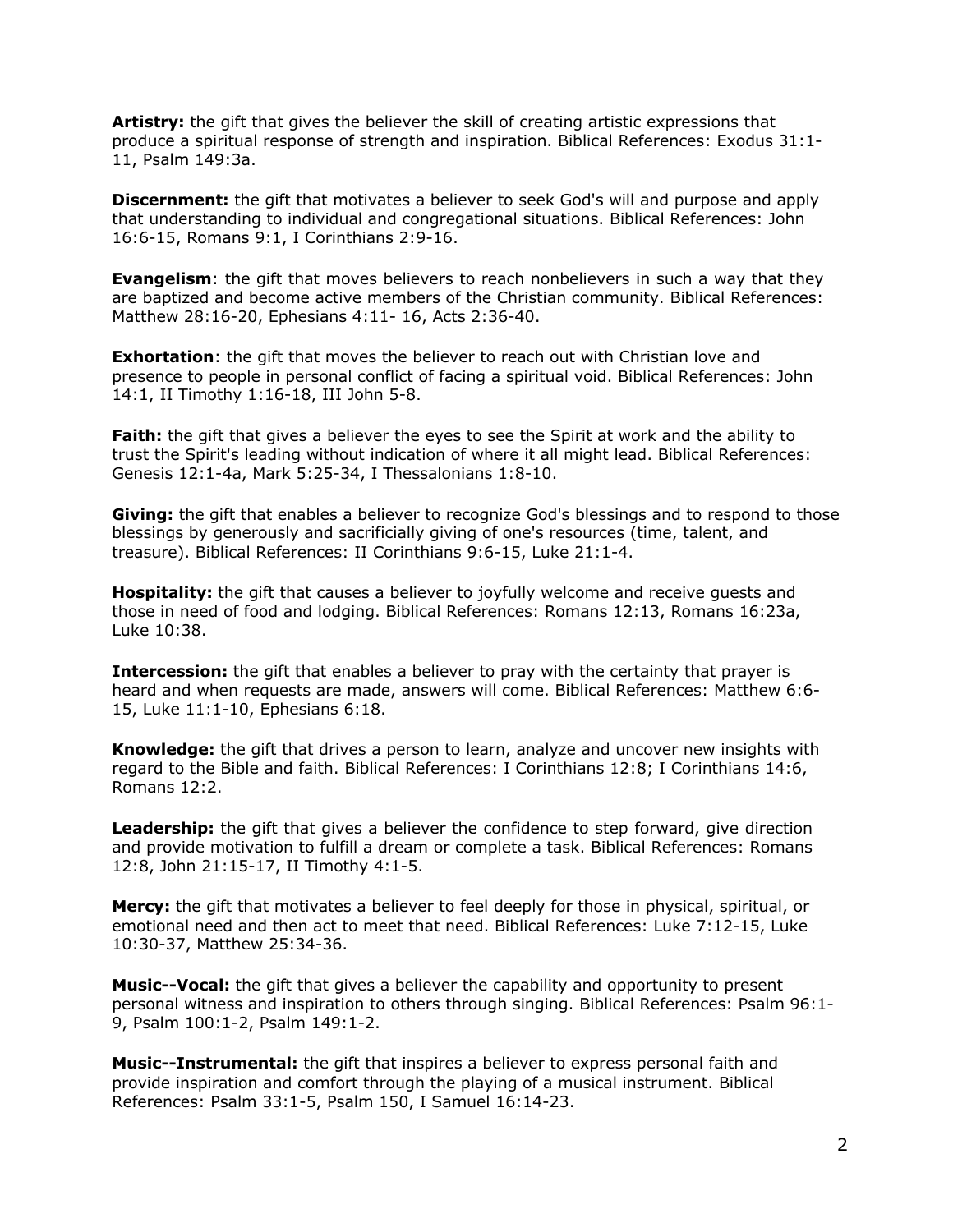**Artistry:** the gift that gives the believer the skill of creating artistic expressions that produce a spiritual response of strength and inspiration. Biblical References: Exodus 31:1-11, Psalm 149:3a.

**Discernment:** the gift that motivates a believer to seek God's will and purpose and apply that understanding to individual and congregational situations. Biblical References: John 16:6-15, Romans 9:1, I Corinthians 2:9-16.

**Evangelism**: the gift that moves believers to reach nonbelievers in such a way that they are baptized and become active members of the Christian community. Biblical References: Matthew 28:16-20, Ephesians 4:11- 16, Acts 2:36-40.

**Exhortation**: the gift that moves the believer to reach out with Christian love and presence to people in personal conflict of facing a spiritual void. Biblical References: John 14:1, II Timothy 1:16-18, III John 5-8.

**Faith:** the gift that gives a believer the eyes to see the Spirit at work and the ability to trust the Spirit's leading without indication of where it all might lead. Biblical References: Genesis 12:1-4a, Mark 5:25-34, I Thessalonians 1:8-10.

**Giving:** the gift that enables a believer to recognize God's blessings and to respond to those blessings by generously and sacrificially giving of one's resources (time, talent, and treasure). Biblical References: II Corinthians 9:6-15, Luke 21:1-4.

**Hospitality:** the gift that causes a believer to joyfully welcome and receive guests and those in need of food and lodging. Biblical References: Romans 12:13, Romans 16:23a, Luke 10:38.

**Intercession:** the gift that enables a believer to pray with the certainty that prayer is heard and when requests are made, answers will come. Biblical References: Matthew 6:6-15, Luke 11:1-10, Ephesians 6:18.

**Knowledge:** the gift that drives a person to learn, analyze and uncover new insights with regard to the Bible and faith. Biblical References: I Corinthians 12:8; I Corinthians 14:6, Romans 12:2.

**Leadership:** the gift that gives a believer the confidence to step forward, give direction and provide motivation to fulfill a dream or complete a task. Biblical References: Romans 12:8, John 21:15-17, II Timothy 4:1-5.

**Mercy:** the gift that motivates a believer to feel deeply for those in physical, spiritual, or emotional need and then act to meet that need. Biblical References: Luke 7:12-15, Luke 10:30-37, Matthew 25:34-36.

**Music--Vocal:** the gift that gives a believer the capability and opportunity to present personal witness and inspiration to others through singing. Biblical References: Psalm 96:1-9, Psalm 100:1-2, Psalm 149:1-2.

**Music--Instrumental:** the gift that inspires a believer to express personal faith and provide inspiration and comfort through the playing of a musical instrument. Biblical References: Psalm 33:1-5, Psalm 150, I Samuel 16:14-23.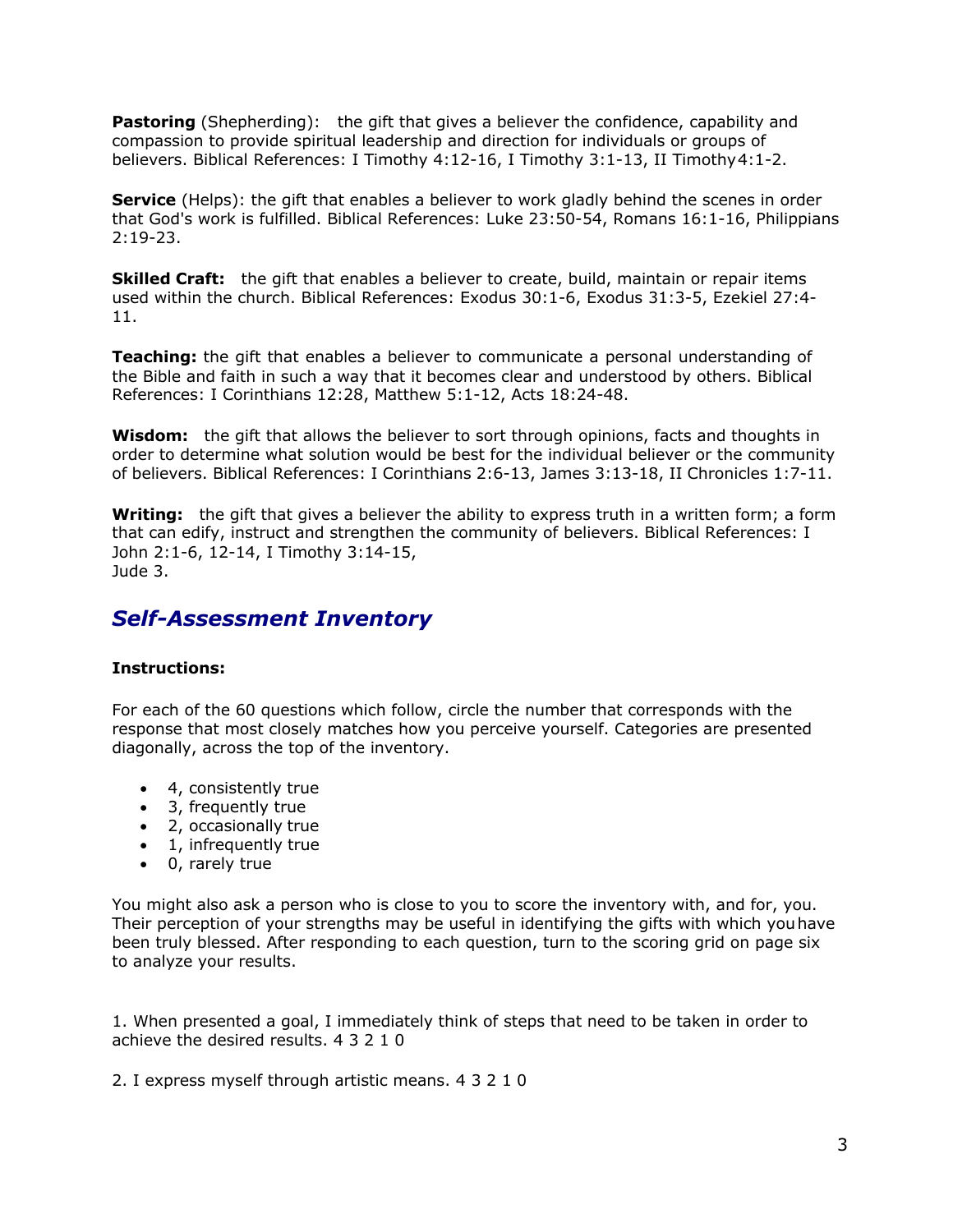**Pastoring** (Shepherding): the gift that gives a believer the confidence, capability and compassion to provide spiritual leadership and direction for individuals or groups of believers. Biblical References: I Timothy 4:12-16, I Timothy 3:1-13, II Timothy4:1-2.

**Service** (Helps): the gift that enables a believer to work gladly behind the scenes in order that God's work is fulfilled. Biblical References: Luke 23:50-54, Romans 16:1-16, Philippians 2:19-23.

**Skilled Craft:** the gift that enables a believer to create, build, maintain or repair items used within the church. Biblical References: Exodus 30:1-6, Exodus 31:3-5, Ezekiel 27:4-11.

**Teaching:** the gift that enables a believer to communicate a personal understanding of the Bible and faith in such a way that it becomes clear and understood by others. Biblical References: I Corinthians 12:28, Matthew 5:1-12, Acts 18:24-48.

**Wisdom:** the gift that allows the believer to sort through opinions, facts and thoughts in order to determine what solution would be best for the individual believer or the community of believers. Biblical References: I Corinthians 2:6-13, James 3:13-18, II Chronicles 1:7-11.

**Writing:** the gift that gives a believer the ability to express truth in a written form; a form that can edify, instruct and strengthen the community of believers. Biblical References: I John 2:1-6, 12-14, I Timothy 3:14-15,
Jude 3.

## *Self-Assessment Inventory*

**Instructions:**

For each of the 60 questions which follow, circle the number that corresponds with the response that most closely matches how you perceive yourself. Categories are presented diagonally, across the top of the inventory.

- 4, consistently true
- 3, frequently true
- 2, occasionally true
- 1, infrequently true
- 0, rarely true

You might also ask a person who is close to you to score the inventory with, and for, you. Their perception of your strengths may be useful in identifying the gifts with which you have been truly blessed. After responding to each question, turn to the scoring grid on page six to analyze your results.

1. When presented a goal, I immediately think of steps that need to be taken in order to achieve the desired results. 4 3 2 1 0

2. I express myself through artistic means. 4 3 2 1 0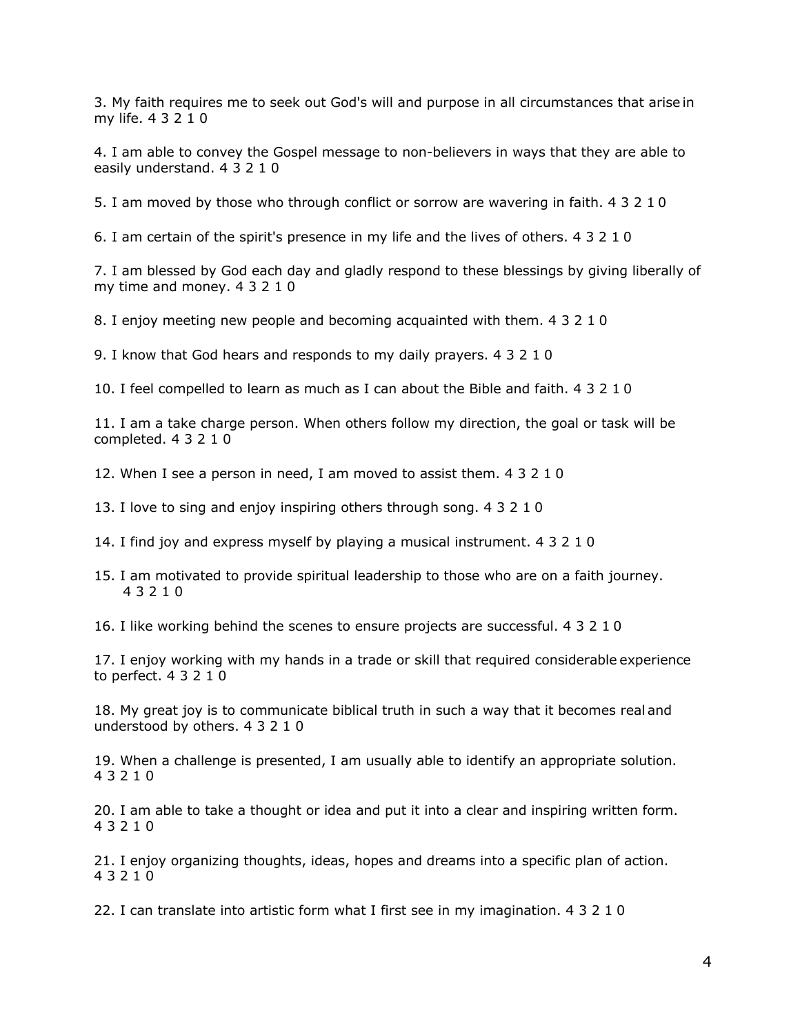3. My faith requires me to seek out God's will and purpose in all circumstances that arise in my life. 4 3 2 1 0

4. I am able to convey the Gospel message to non-believers in ways that they are able to easily understand. 4 3 2 1 0

5. I am moved by those who through conflict or sorrow are wavering in faith. 4 3 2 1 0

6. I am certain of the spirit's presence in my life and the lives of others. 4 3 2 1 0

7. I am blessed by God each day and gladly respond to these blessings by giving liberally of my time and money. 4 3 2 1 0

8. I enjoy meeting new people and becoming acquainted with them. 4 3 2 1 0

9. I know that God hears and responds to my daily prayers. 4 3 2 1 0

10. I feel compelled to learn as much as I can about the Bible and faith. 4 3 2 1 0

11. I am a take charge person. When others follow my direction, the goal or task will be completed. 4 3 2 1 0

12. When I see a person in need, I am moved to assist them. 4 3 2 1 0

13. I love to sing and enjoy inspiring others through song. 4 3 2 1 0

14. I find joy and express myself by playing a musical instrument. 4 3 2 1 0

15. I am motivated to provide spiritual leadership to those who are on a faith journey. 4 3 2 1 0

16. I like working behind the scenes to ensure projects are successful. 4 3 2 1 0

17. I enjoy working with my hands in a trade or skill that required considerable experience to perfect. 4 3 2 1 0

18. My great joy is to communicate biblical truth in such a way that it becomes real and understood by others. 4 3 2 1 0

19. When a challenge is presented, I am usually able to identify an appropriate solution. 4 3 2 1 0

20. I am able to take a thought or idea and put it into a clear and inspiring written form. 4 3 2 1 0

21. I enjoy organizing thoughts, ideas, hopes and dreams into a specific plan of action. 4 3 2 1 0

22. I can translate into artistic form what I first see in my imagination. 4 3 2 1 0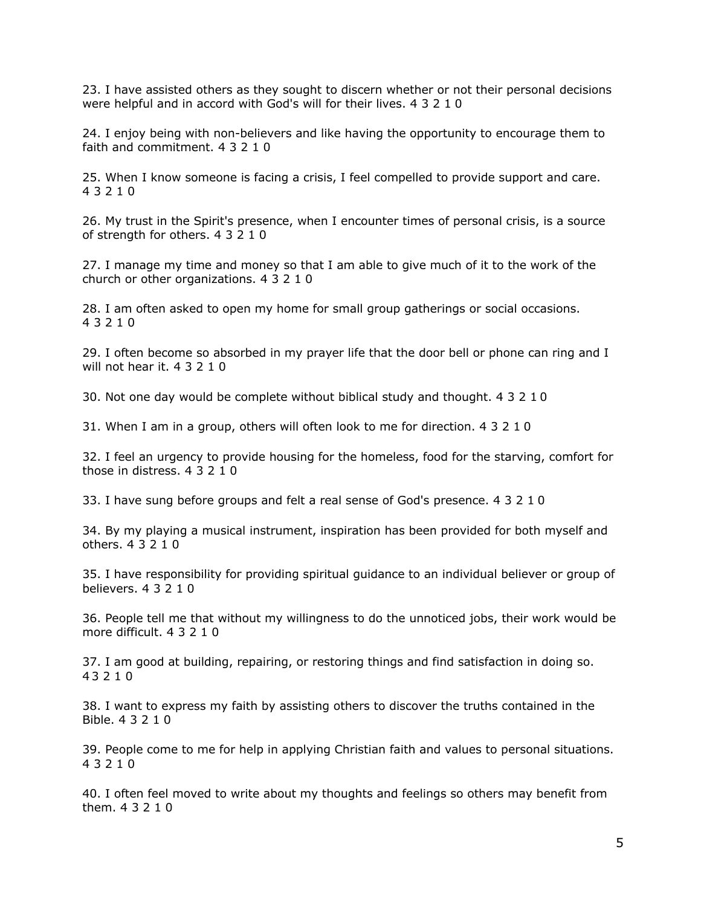23. I have assisted others as they sought to discern whether or not their personal decisions were helpful and in accord with God's will for their lives. 4 3 2 1 0

24. I enjoy being with non-believers and like having the opportunity to encourage them to faith and commitment. 4 3 2 1 0

25. When I know someone is facing a crisis, I feel compelled to provide support and care. 4 3 2 1 0

26. My trust in the Spirit's presence, when I encounter times of personal crisis, is a source of strength for others. 4 3 2 1 0

27. I manage my time and money so that I am able to give much of it to the work of the church or other organizations. 4 3 2 1 0

28. I am often asked to open my home for small group gatherings or social occasions. 4 3 2 1 0

29. I often become so absorbed in my prayer life that the door bell or phone can ring and I will not hear it. 4 3 2 1 0

30. Not one day would be complete without biblical study and thought. 4 3 2 1 0

31. When I am in a group, others will often look to me for direction. 4 3 2 1 0

32. I feel an urgency to provide housing for the homeless, food for the starving, comfort for those in distress. 4 3 2 1 0

33. I have sung before groups and felt a real sense of God's presence. 4 3 2 1 0

34. By my playing a musical instrument, inspiration has been provided for both myself and others. 4 3 2 1 0

35. I have responsibility for providing spiritual guidance to an individual believer or group of believers. 4 3 2 1 0

36. People tell me that without my willingness to do the unnoticed jobs, their work would be more difficult. 4 3 2 1 0

37. I am good at building, repairing, or restoring things and find satisfaction in doing so. 4 3 2 1 0

38. I want to express my faith by assisting others to discover the truths contained in the Bible. 4 3 2 1 0

39. People come to me for help in applying Christian faith and values to personal situations. 4 3 2 1 0

40. I often feel moved to write about my thoughts and feelings so others may benefit from them. 4 3 2 1 0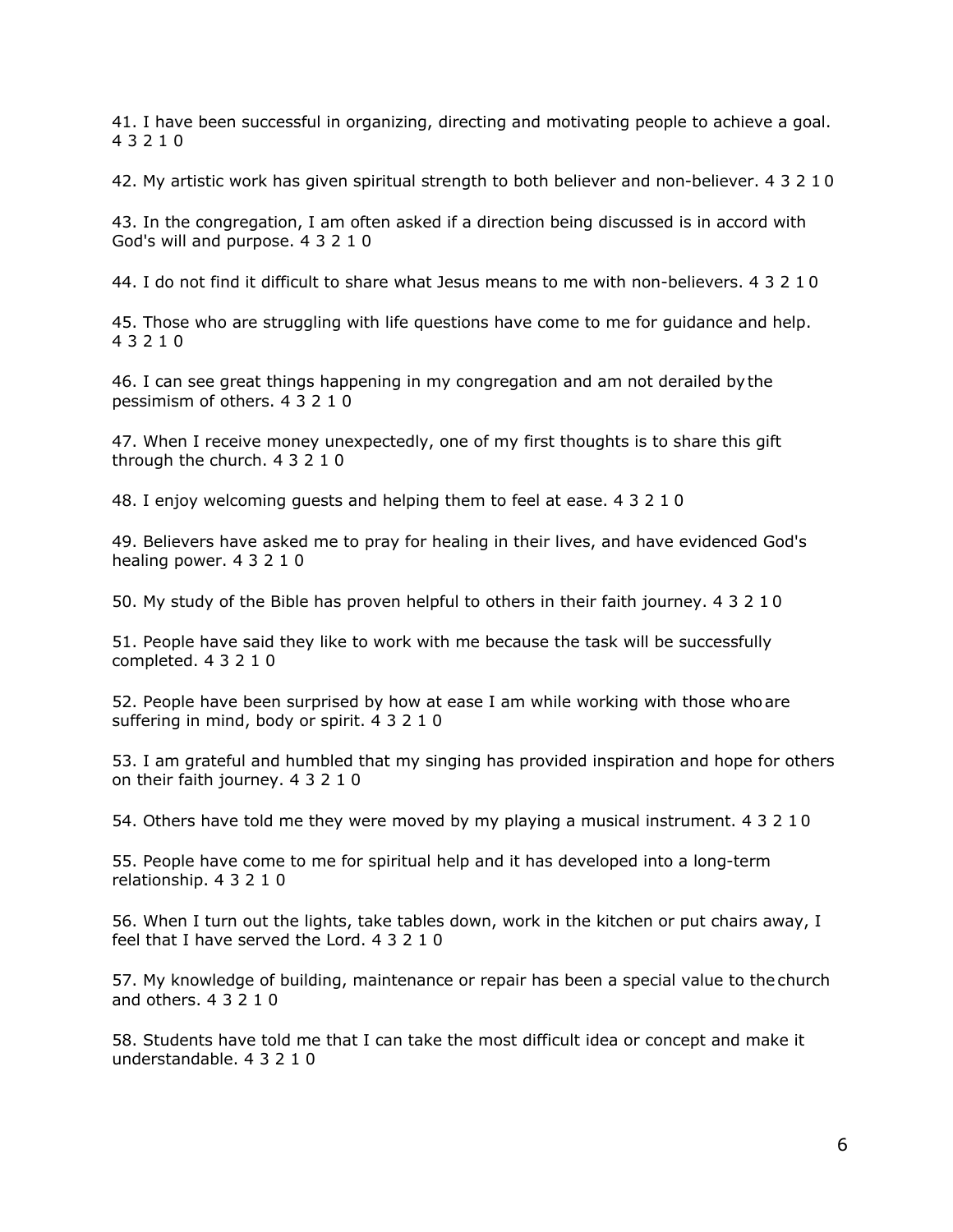41. I have been successful in organizing, directing and motivating people to achieve a goal. 4 3 2 1 0

42. My artistic work has given spiritual strength to both believer and non-believer. 4 3 2 1 0

43. In the congregation, I am often asked if a direction being discussed is in accord with God's will and purpose. 4 3 2 1 0

44. I do not find it difficult to share what Jesus means to me with non-believers. 4 3 2 1 0

45. Those who are struggling with life questions have come to me for guidance and help. 4 3 2 1 0

46. I can see great things happening in my congregation and am not derailed by the pessimism of others. 4 3 2 1 0

47. When I receive money unexpectedly, one of my first thoughts is to share this gift through the church. 4 3 2 1 0

48. I enjoy welcoming guests and helping them to feel at ease. 4 3 2 1 0

49. Believers have asked me to pray for healing in their lives, and have evidenced God's healing power. 4 3 2 1 0

50. My study of the Bible has proven helpful to others in their faith journey. 4 3 2 1 0

51. People have said they like to work with me because the task will be successfully completed. 4 3 2 1 0

52. People have been surprised by how at ease I am while working with those who are suffering in mind, body or spirit. 4 3 2 1 0

53. I am grateful and humbled that my singing has provided inspiration and hope for others on their faith journey. 4 3 2 1 0

54. Others have told me they were moved by my playing a musical instrument. 4 3 2 1 0

55. People have come to me for spiritual help and it has developed into a long-term relationship. 4 3 2 1 0

56. When I turn out the lights, take tables down, work in the kitchen or put chairs away, I feel that I have served the Lord. 4 3 2 1 0

57. My knowledge of building, maintenance or repair has been a special value to the church and others. 4 3 2 1 0

58. Students have told me that I can take the most difficult idea or concept and make it understandable. 4 3 2 1 0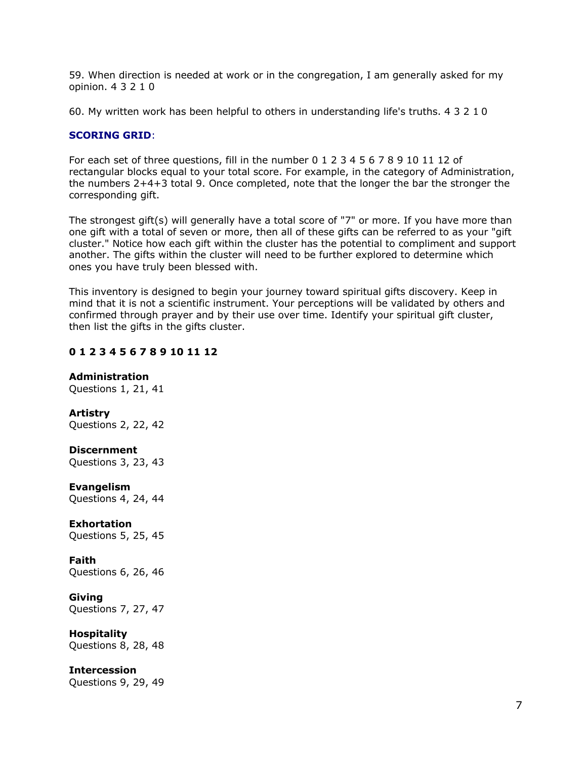59. When direction is needed at work or in the congregation, I am generally asked for my opinion. 4 3 2 1 0

60. My written work has been helpful to others in understanding life's truths. 4 3 2 1 0

**SCORING GRID**:

For each set of three questions, fill in the number 0 1 2 3 4 5 6 7 8 9 10 11 12 of rectangular blocks equal to your total score. For example, in the category of Administration, the numbers 2+4+3 total 9. Once completed, note that the longer the bar the stronger the corresponding gift.

The strongest gift(s) will generally have a total score of "7" or more. If you have more than one gift with a total of seven or more, then all of these gifts can be referred to as your "gift cluster." Notice how each gift within the cluster has the potential to compliment and support another. The gifts within the cluster will need to be further explored to determine which ones you have truly been blessed with.

This inventory is designed to begin your journey toward spiritual gifts discovery. Keep in mind that it is not a scientific instrument. Your perceptions will be validated by others and confirmed through prayer and by their use over time. Identify your spiritual gift cluster, then list the gifts in the gifts cluster.

**0 1 2 3 4 5 6 7 8 9 10 11 12**

**Administration**
Questions 1, 21, 41

**Artistry**
Questions 2, 22, 42

**Discernment**
Questions 3, 23, 43

**Evangelism**
Questions 4, 24, 44

**Exhortation**
Questions 5, 25, 45

**Faith**
Questions 6, 26, 46

**Giving**
Questions 7, 27, 47

**Hospitality**
Questions 8, 28, 48

**Intercession**
Questions 9, 29, 49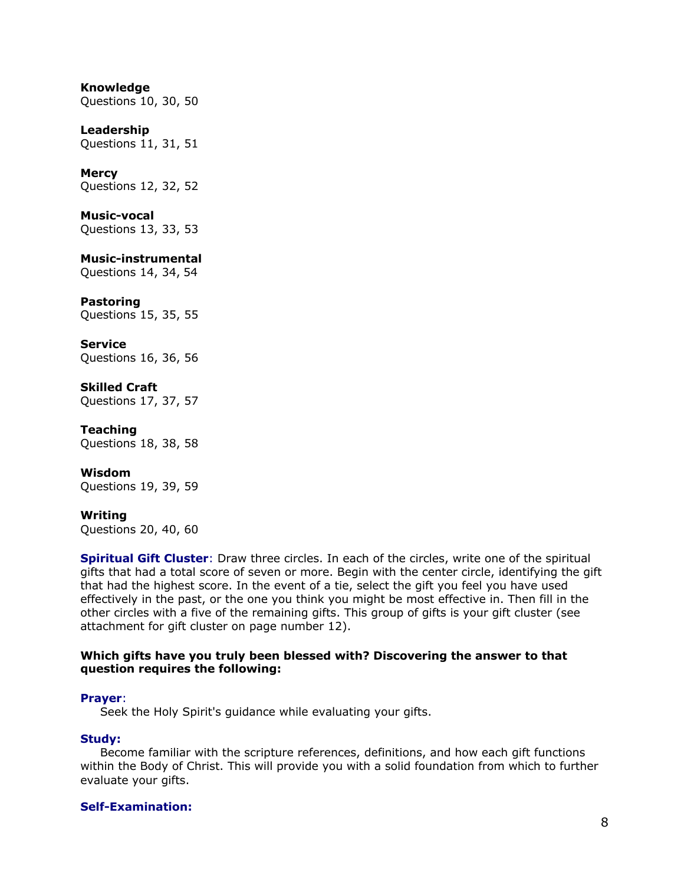**Knowledge**
Questions 10, 30, 50

**Leadership**
Questions 11, 31, 51

**Mercy**
Questions 12, 32, 52

**Music-vocal**
Questions 13, 33, 53

**Music-instrumental**
Questions 14, 34, 54

**Pastoring**
Questions 15, 35, 55

**Service**
Questions 16, 36, 56

**Skilled Craft**
Questions 17, 37, 57

**Teaching**
Questions 18, 38, 58

**Wisdom**
Questions 19, 39, 59

**Writing**
Questions 20, 40, 60

**Spiritual Gift Cluster**: Draw three circles. In each of the circles, write one of the spiritual gifts that had a total score of seven or more. Begin with the center circle, identifying the gift that had the highest score. In the event of a tie, select the gift you feel you have used effectively in the past, or the one you think you might be most effective in. Then fill in the other circles with a five of the remaining gifts. This group of gifts is your gift cluster (see attachment for gift cluster on page number 12).

**Which gifts have you truly been blessed with? Discovering the answer to that question requires the following:**

**Prayer**:
Seek the Holy Spirit's guidance while evaluating your gifts.

**Study:**
Become familiar with the scripture references, definitions, and how each gift functions within the Body of Christ. This will provide you with a solid foundation from which to further evaluate your gifts.

**Self-Examination:**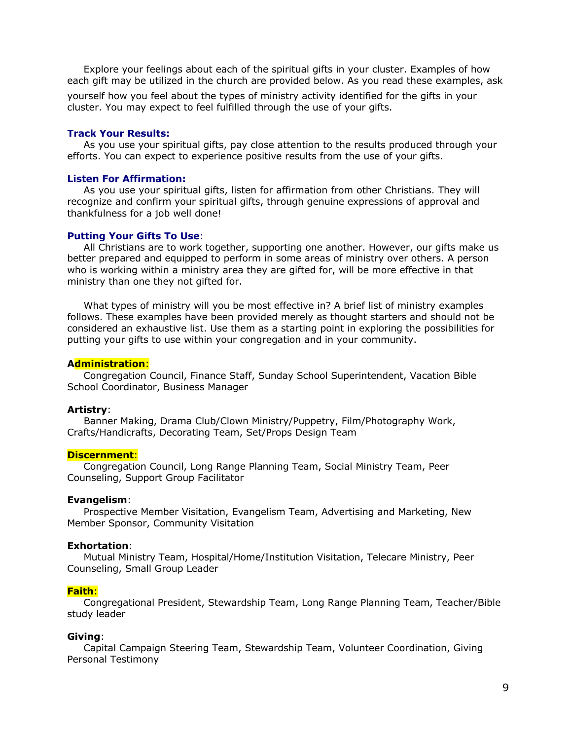Explore your feelings about each of the spiritual gifts in your cluster. Examples of how each gift may be utilized in the church are provided below. As you read these examples, ask yourself how you feel about the types of ministry activity identified for the gifts in your cluster. You may expect to feel fulfilled through the use of your gifts.

**Track Your Results:**
As you use your spiritual gifts, pay close attention to the results produced through your efforts. You can expect to experience positive results from the use of your gifts.

**Listen For Affirmation:**
As you use your spiritual gifts, listen for affirmation from other Christians. They will recognize and confirm your spiritual gifts, through genuine expressions of approval and thankfulness for a job well done!

**Putting Your Gifts To Use**:
All Christians are to work together, supporting one another. However, our gifts make us better prepared and equipped to perform in some areas of ministry over others. A person who is working within a ministry area they are gifted for, will be more effective in that ministry than one they not gifted for.

What types of ministry will you be most effective in? A brief list of ministry examples follows. These examples have been provided merely as thought starters and should not be considered an exhaustive list. Use them as a starting point in exploring the possibilities for putting your gifts to use within your congregation and in your community.

**Administration**:
Congregation Council, Finance Staff, Sunday School Superintendent, Vacation Bible School Coordinator, Business Manager

**Artistry**:
Banner Making, Drama Club/Clown Ministry/Puppetry, Film/Photography Work, Crafts/Handicrafts, Decorating Team, Set/Props Design Team

**Discernment**:
Congregation Council, Long Range Planning Team, Social Ministry Team, Peer Counseling, Support Group Facilitator

**Evangelism**:
Prospective Member Visitation, Evangelism Team, Advertising and Marketing, New Member Sponsor, Community Visitation

**Exhortation**:
Mutual Ministry Team, Hospital/Home/Institution Visitation, Telecare Ministry, Peer Counseling, Small Group Leader

**Faith**:
Congregational President, Stewardship Team, Long Range Planning Team, Teacher/Bible study leader

**Giving**:
Capital Campaign Steering Team, Stewardship Team, Volunteer Coordination, Giving Personal Testimony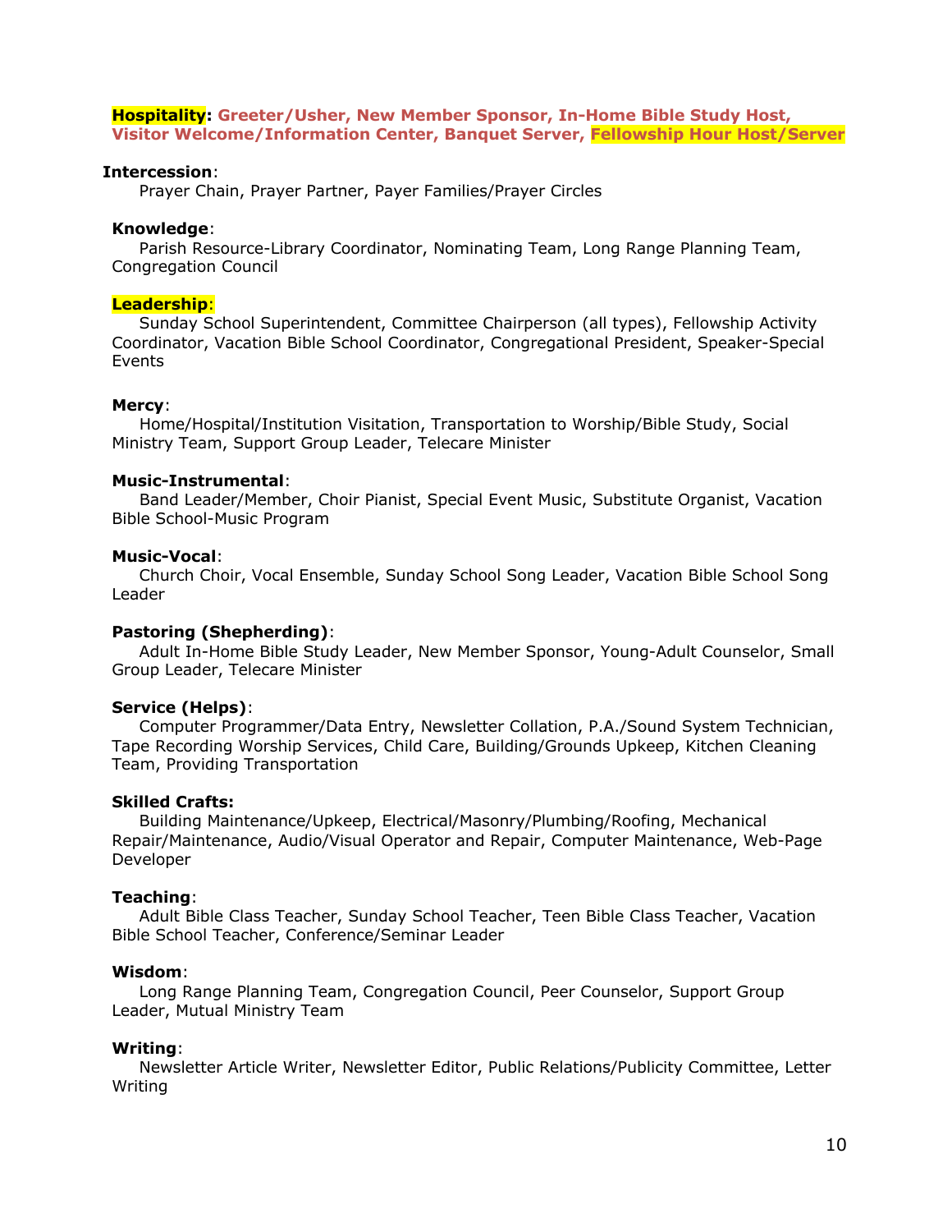**Hospitality**: **Greeter/Usher, New Member Sponsor, In-Home Bible Study Host, Visitor Welcome/Information Center, Banquet Server, Fellowship Hour Host/Server**

**Intercession**:
Prayer Chain, Prayer Partner, Payer Families/Prayer Circles

**Knowledge**:
Parish Resource-Library Coordinator, Nominating Team, Long Range Planning Team, Congregation Council

**Leadership**:
Sunday School Superintendent, Committee Chairperson (all types), Fellowship Activity Coordinator, Vacation Bible School Coordinator, Congregational President, Speaker-Special Events

**Mercy**:
Home/Hospital/Institution Visitation, Transportation to Worship/Bible Study, Social Ministry Team, Support Group Leader, Telecare Minister

**Music-Instrumental**:
Band Leader/Member, Choir Pianist, Special Event Music, Substitute Organist, Vacation Bible School-Music Program

**Music-Vocal**:
Church Choir, Vocal Ensemble, Sunday School Song Leader, Vacation Bible School Song Leader

**Pastoring (Shepherding)**:
Adult In-Home Bible Study Leader, New Member Sponsor, Young-Adult Counselor, Small Group Leader, Telecare Minister

**Service (Helps)**:
Computer Programmer/Data Entry, Newsletter Collation, P.A./Sound System Technician, Tape Recording Worship Services, Child Care, Building/Grounds Upkeep, Kitchen Cleaning Team, Providing Transportation

**Skilled Crafts:**
Building Maintenance/Upkeep, Electrical/Masonry/Plumbing/Roofing, Mechanical Repair/Maintenance, Audio/Visual Operator and Repair, Computer Maintenance, Web-Page Developer

**Teaching**:
Adult Bible Class Teacher, Sunday School Teacher, Teen Bible Class Teacher, Vacation Bible School Teacher, Conference/Seminar Leader

**Wisdom**:
Long Range Planning Team, Congregation Council, Peer Counselor, Support Group Leader, Mutual Ministry Team

**Writing**:
Newsletter Article Writer, Newsletter Editor, Public Relations/Publicity Committee, Letter Writing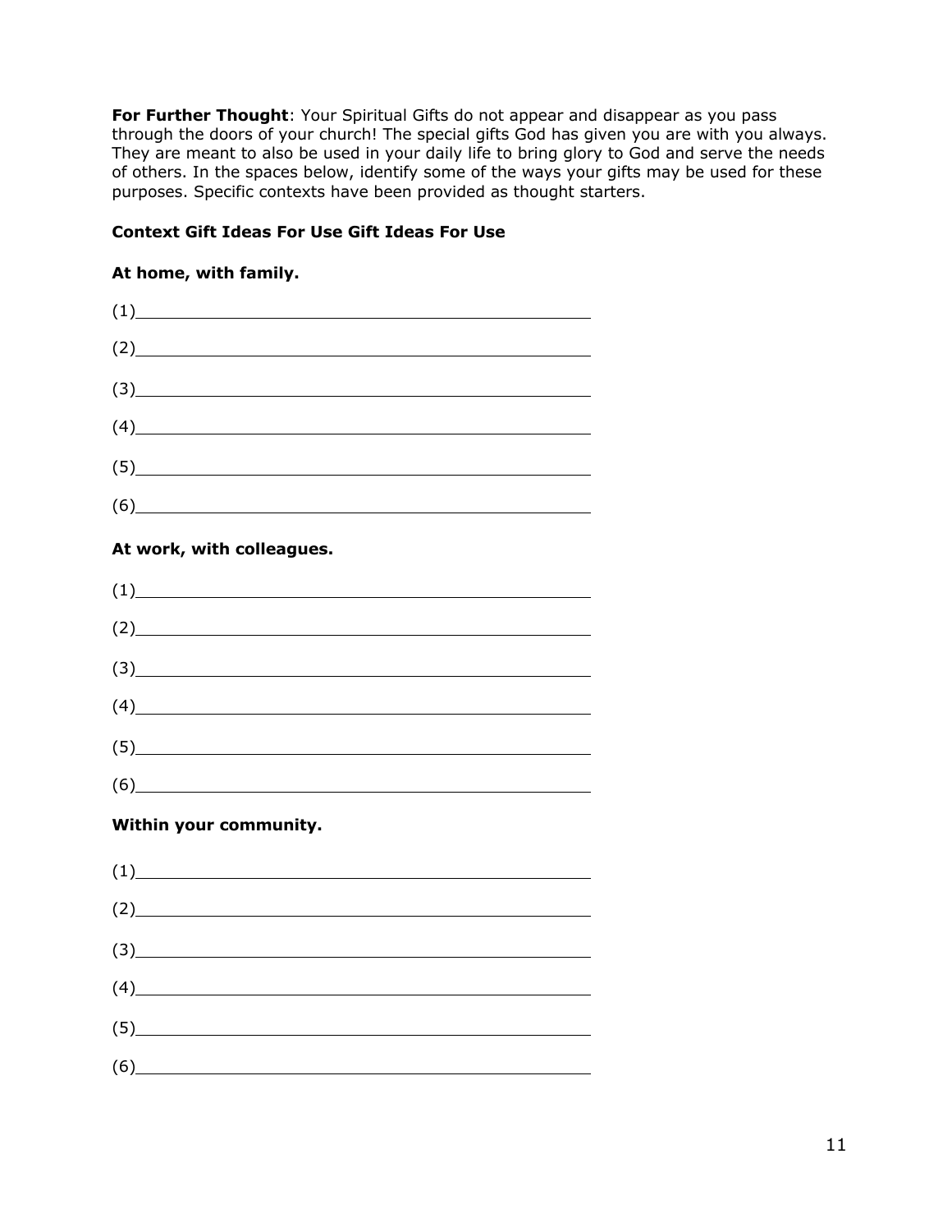**For Further Thought**: Your Spiritual Gifts do not appear and disappear as you pass through the doors of your church! The special gifts God has given you are with you always. They are meant to also be used in your daily life to bring glory to God and serve the needs of others. In the spaces below, identify some of the ways your gifts may be used for these purposes. Specific contexts have been provided as thought starters.

**Context Gift Ideas For Use Gift Ideas For Use**

**At home, with family.**

(1)\_\_\_\_\_\_\_\_\_\_\_\_\_\_\_\_\_\_\_\_\_\_\_\_\_\_\_\_\_\_\_\_\_\_\_\_\_\_\_\_\_\_\_\_

(2)\_\_\_\_\_\_\_\_\_\_\_\_\_\_\_\_\_\_\_\_\_\_\_\_\_\_\_\_\_\_\_\_\_\_\_\_\_\_\_\_\_\_\_\_

(3)\_\_\_\_\_\_\_\_\_\_\_\_\_\_\_\_\_\_\_\_\_\_\_\_\_\_\_\_\_\_\_\_\_\_\_\_\_\_\_\_\_\_\_\_

(4)\_\_\_\_\_\_\_\_\_\_\_\_\_\_\_\_\_\_\_\_\_\_\_\_\_\_\_\_\_\_\_\_\_\_\_\_\_\_\_\_\_\_\_\_

(5)\_\_\_\_\_\_\_\_\_\_\_\_\_\_\_\_\_\_\_\_\_\_\_\_\_\_\_\_\_\_\_\_\_\_\_\_\_\_\_\_\_\_\_\_

(6)\_\_\_\_\_\_\_\_\_\_\_\_\_\_\_\_\_\_\_\_\_\_\_\_\_\_\_\_\_\_\_\_\_\_\_\_\_\_\_\_\_\_\_\_

**At work, with colleagues.**

(1)\_\_\_\_\_\_\_\_\_\_\_\_\_\_\_\_\_\_\_\_\_\_\_\_\_\_\_\_\_\_\_\_\_\_\_\_\_\_\_\_\_\_\_\_

(2)\_\_\_\_\_\_\_\_\_\_\_\_\_\_\_\_\_\_\_\_\_\_\_\_\_\_\_\_\_\_\_\_\_\_\_\_\_\_\_\_\_\_\_\_

(3)\_\_\_\_\_\_\_\_\_\_\_\_\_\_\_\_\_\_\_\_\_\_\_\_\_\_\_\_\_\_\_\_\_\_\_\_\_\_\_\_\_\_\_\_

(4)\_\_\_\_\_\_\_\_\_\_\_\_\_\_\_\_\_\_\_\_\_\_\_\_\_\_\_\_\_\_\_\_\_\_\_\_\_\_\_\_\_\_\_\_

(5)\_\_\_\_\_\_\_\_\_\_\_\_\_\_\_\_\_\_\_\_\_\_\_\_\_\_\_\_\_\_\_\_\_\_\_\_\_\_\_\_\_\_\_\_

(6)\_\_\_\_\_\_\_\_\_\_\_\_\_\_\_\_\_\_\_\_\_\_\_\_\_\_\_\_\_\_\_\_\_\_\_\_\_\_\_\_\_\_\_\_

**Within your community.**

(1)\_\_\_\_\_\_\_\_\_\_\_\_\_\_\_\_\_\_\_\_\_\_\_\_\_\_\_\_\_\_\_\_\_\_\_\_\_\_\_\_\_\_\_\_

(2)\_\_\_\_\_\_\_\_\_\_\_\_\_\_\_\_\_\_\_\_\_\_\_\_\_\_\_\_\_\_\_\_\_\_\_\_\_\_\_\_\_\_\_\_

(3)\_\_\_\_\_\_\_\_\_\_\_\_\_\_\_\_\_\_\_\_\_\_\_\_\_\_\_\_\_\_\_\_\_\_\_\_\_\_\_\_\_\_\_\_

(4)\_\_\_\_\_\_\_\_\_\_\_\_\_\_\_\_\_\_\_\_\_\_\_\_\_\_\_\_\_\_\_\_\_\_\_\_\_\_\_\_\_\_\_\_

(5)\_\_\_\_\_\_\_\_\_\_\_\_\_\_\_\_\_\_\_\_\_\_\_\_\_\_\_\_\_\_\_\_\_\_\_\_\_\_\_\_\_\_\_\_

(6)\_\_\_\_\_\_\_\_\_\_\_\_\_\_\_\_\_\_\_\_\_\_\_\_\_\_\_\_\_\_\_\_\_\_\_\_\_\_\_\_\_\_\_\_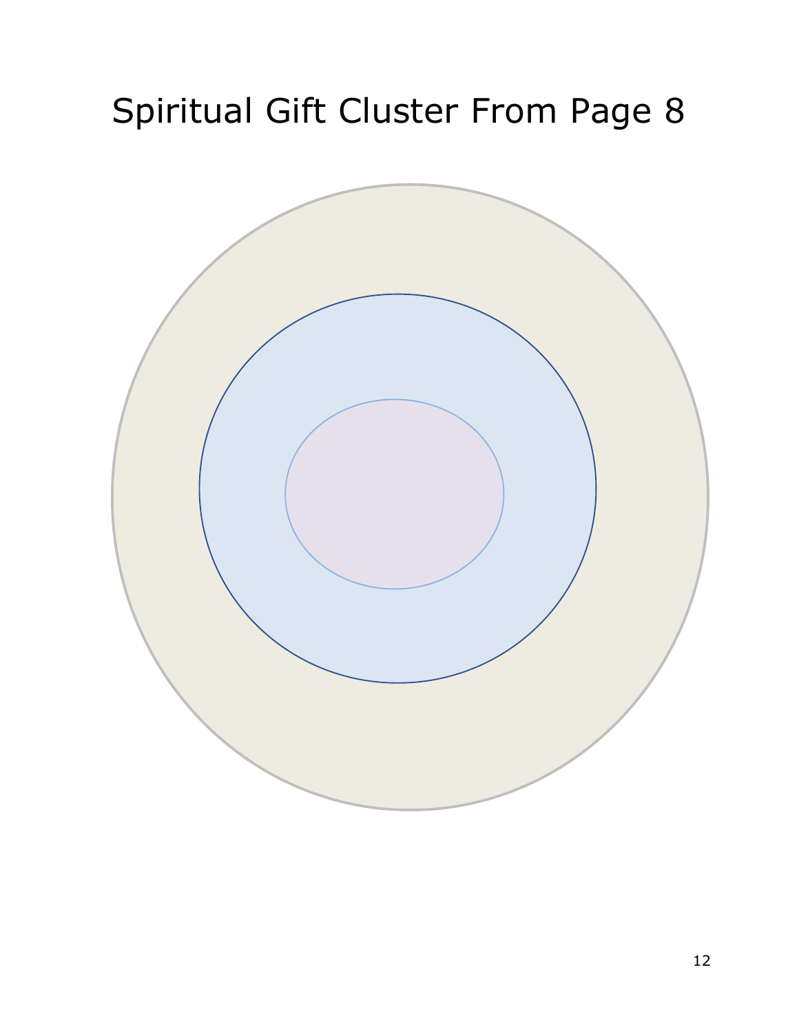# Spiritual Gift Cluster From Page 8